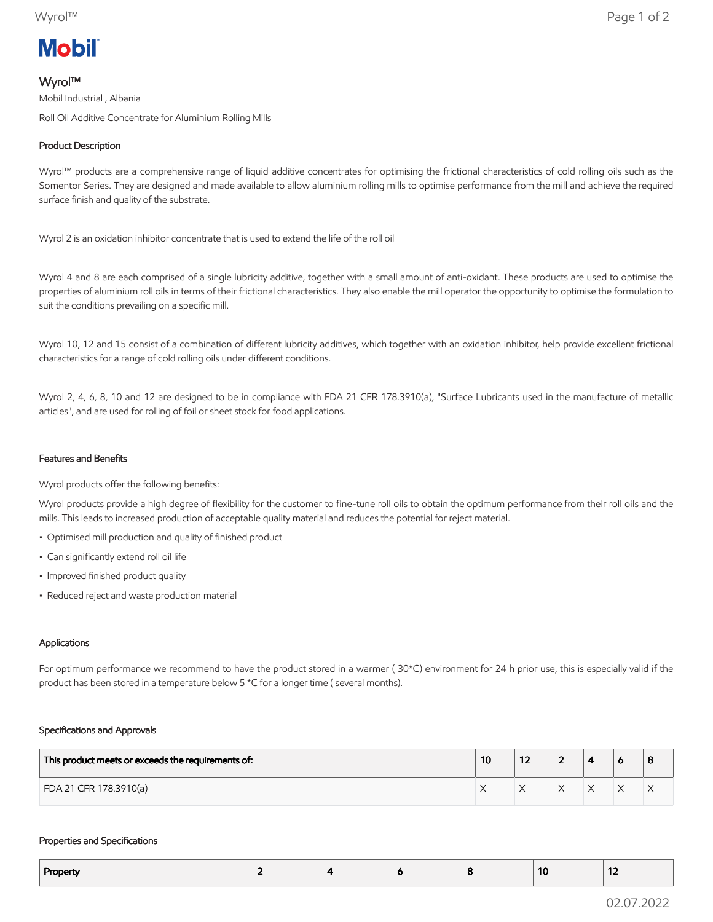Mobil

# Wyrol™

Mobil Industrial , Albania

Roll Oil Additive Concentrate for Aluminium Rolling Mills

## Product Description

Wyrol™ products are a comprehensive range of liquid additive concentrates for optimising the frictional characteristics of cold rolling oils such as the Somentor Series. They are designed and made available to allow aluminium rolling mills to optimise performance from the mill and achieve the required surface finish and quality of the substrate.

Wyrol 2 is an oxidation inhibitor concentrate that is used to extend the life of the roll oil

Wyrol 4 and 8 are each comprised of a single lubricity additive, together with a small amount of anti-oxidant. These products are used to optimise the properties of aluminium roll oils in terms of their frictional characteristics. They also enable the mill operator the opportunity to optimise the formulation to suit the conditions prevailing on a specific mill.

Wyrol 10, 12 and 15 consist of a combination of different lubricity additives, which together with an oxidation inhibitor, help provide excellent frictional characteristics for a range of cold rolling oils under different conditions.

Wyrol 2, 4, 6, 8, 10 and 12 are designed to be in compliance with FDA 21 CFR 178.3910(a), "Surface Lubricants used in the manufacture of metallic articles", and are used for rolling of foil or sheet stock for food applications.

## Features and Benefits

Wyrol products offer the following benefits:

Wyrol products provide a high degree of flexibility for the customer to fine-tune roll oils to obtain the optimum performance from their roll oils and the mills. This leads to increased production of acceptable quality material and reduces the potential for reject material.

- Optimised mill production and quality of finished product
- Can significantly extend roll oil life
- Improved finished product quality
- Reduced reject and waste production material

## Applications

For optimum performance we recommend to have the product stored in a warmer ( 30*C) environment for 24 h prior use, this is especially valid if the product has been stored in a temperature below 5 *C for a longer time ( several months).

## Specifications and Approvals

| This product meets or exceeds the requirements of: | 10 | 12 | 2 | 4 | 6 | 8 |
|---|---|---|---|---|---|---|
| FDA 21 CFR 178.3910(a) | X | X | X | X | X | X |

## Properties and Specifications

| Property | 2 | 4 | 6 | 8 | 10 | 12 |
|---|---|---|---|---|---|---|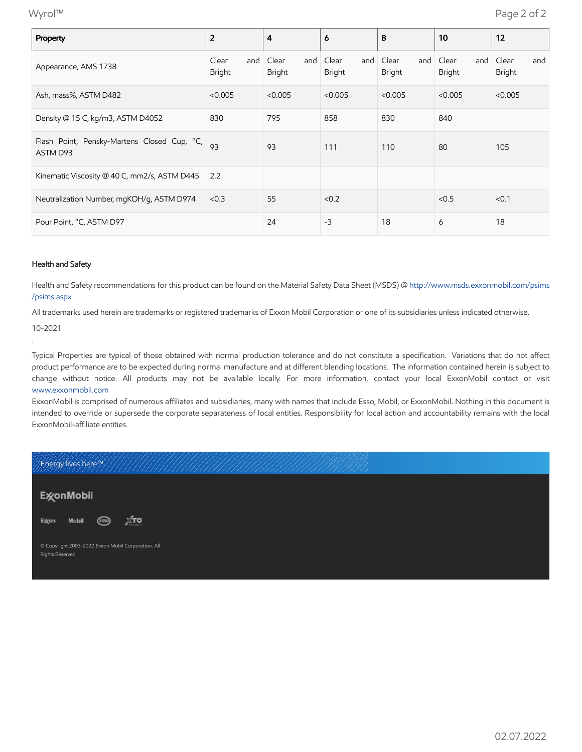| Property | 2 | 4 | 6 | 8 | 10 | 12 |
|---|---|---|---|---|---|---|
| Appearance, AMS 1738 | Clear and Bright | Clear and Bright | Clear and Bright | Clear and Bright | Clear and Bright | Clear and Bright |
| Ash, mass%, ASTM D482 | <0.005 | <0.005 | <0.005 | <0.005 | <0.005 | <0.005 |
| Density @ 15 C, kg/m3, ASTM D4052 | 830 | 795 | 858 | 830 | 840 | |
| Flash Point, Pensky-Martens Closed Cup, °C, ASTM D93 | 93 | 93 | 111 | 110 | 80 | 105 |
| Kinematic Viscosity @ 40 C, mm2/s, ASTM D445 | 2.2 | | | | | |
| Neutralization Number, mgKOH/g, ASTM D974 | <0.3 | 55 | <0.2 | | <0.5 | <0.1 |
| Pour Point, °C, ASTM D97 | | 24 | -3 | 18 | 6 | 18 |

### Health and Safety

Health and Safety recommendations for this product can be found on the Material Safety Data Sheet (MSDS) @ http://www.msds.exxonmobil.com/psims/psims.aspx

All trademarks used herein are trademarks or registered trademarks of Exxon Mobil Corporation or one of its subsidiaries unless indicated otherwise.

10-2021

.

Typical Properties are typical of those obtained with normal production tolerance and do not constitute a specification. Variations that do not affect product performance are to be expected during normal manufacture and at different blending locations. The information contained herein is subject to change without notice. All products may not be available locally. For more information, contact your local ExxonMobil contact or visit www.exxonmobil.com

ExxonMobil is comprised of numerous affiliates and subsidiaries, many with names that include Esso, Mobil, or ExxonMobil. Nothing in this document is intended to override or supersede the corporate separateness of local entities. Responsibility for local action and accountability remains with the local ExxonMobil-affiliate entities.

Energy lives here™

ExxonMobil

Exxon Mobil Esso XTO

© Copyright 2003-2022 Exxon Mobil Corporation. All Rights Reserved